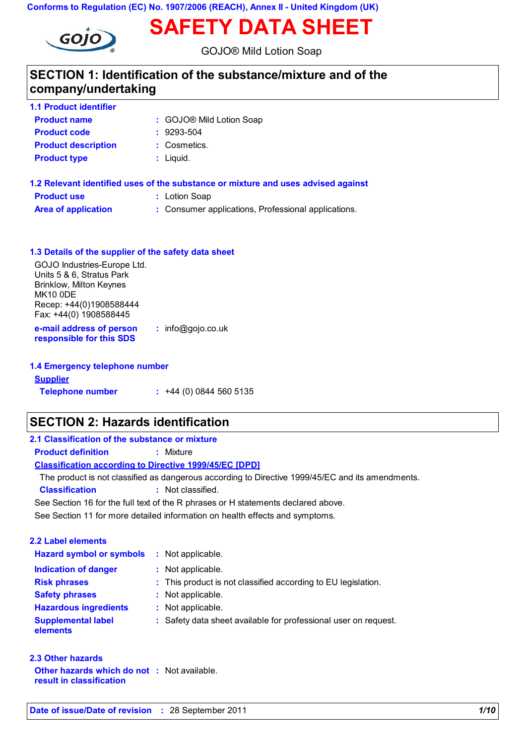Conforms to Regulation (EC) No. 1907/2006 (REACH), Annex II - United Kingdom (UK)

# SAFETY DATA SHEET

GOJO® Mild Lotion Soap

## SECTION 1: Identification of the substance/mixture and of the company/undertaking

### 1.1 Product identifier

**Product name** : GOJO® Mild Lotion Soap

**Product code** : 9293-504

**Product description** : Cosmetics.

**Product type** : Liquid.

### 1.2 Relevant identified uses of the substance or mixture and uses advised against

**Product use** : Lotion Soap

**Area of application** : Consumer applications, Professional applications.

### 1.3 Details of the supplier of the safety data sheet

GOJO Industries-Europe Ltd.
Units 5 & 6, Stratus Park
Brinklow, Milton Keynes
MK10 0DE
Recep: +44(0)1908588444
Fax: +44(0) 1908588445

**e-mail address of person responsible for this SDS** : info@gojo.co.uk

### 1.4 Emergency telephone number

**Supplier**

**Telephone number** : +44 (0) 0844 560 5135

## SECTION 2: Hazards identification

### 2.1 Classification of the substance or mixture

**Product definition** : Mixture

**Classification according to Directive 1999/45/EC [DPD]**

The product is not classified as dangerous according to Directive 1999/45/EC and its amendments.

**Classification** : Not classified.

See Section 16 for the full text of the R phrases or H statements declared above.

See Section 11 for more detailed information on health effects and symptoms.

### 2.2 Label elements

**Hazard symbol or symbols** : Not applicable.

**Indication of danger** : Not applicable.

**Risk phrases** : This product is not classified according to EU legislation.

**Safety phrases** : Not applicable.

**Hazardous ingredients** : Not applicable.

**Supplemental label elements** : Safety data sheet available for professional user on request.

### 2.3 Other hazards

**Other hazards which do not result in classification** : Not available.

**Date of issue/Date of revision** : 28 September 2011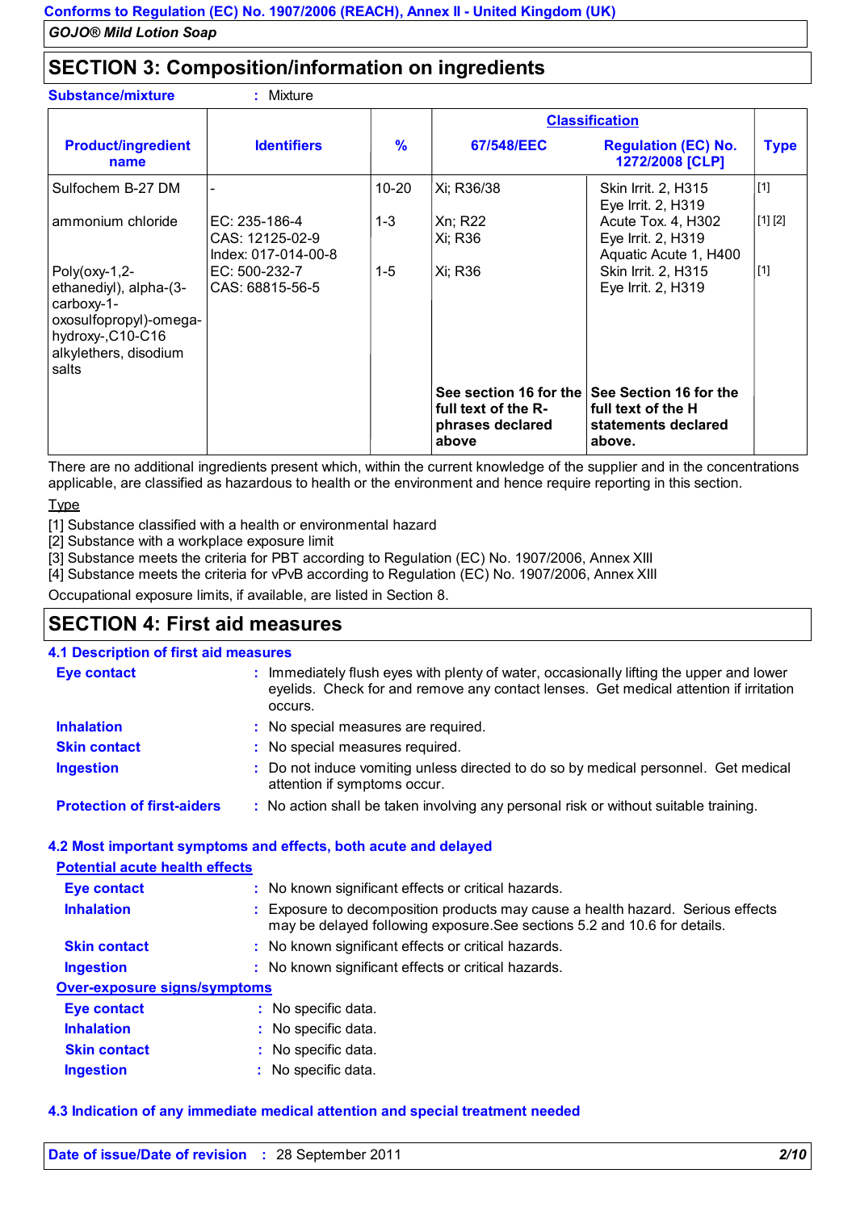## SECTION 3: Composition/information on ingredients

**Substance/mixture** : Mixture

| Product/ingredient name | Identifiers | % | Classification | | Type |
|---|---|---|---|---|---|
| | | | 67/548/EEC | Regulation (EC) No. 1272/2008 [CLP] | |
| Sulfochem B-27 DM | - | 10-20 | Xi; R36/38 | Skin Irrit. 2, H315<br>Eye Irrit. 2, H319 | [1] |
| ammonium chloride | EC: 235-186-4<br>CAS: 12125-02-9<br>Index: 017-014-00-8 | 1-3 | Xn; R22<br>Xi; R36 | Acute Tox. 4, H302<br>Eye Irrit. 2, H319<br>Aquatic Acute 1, H400 | [1] [2] |
| Poly(oxy-1,2-ethanediyl), alpha-(3-carboxy-1-oxosulfopropyl)-omega-hydroxy-,C10-C16 alkylethers, disodium salts | EC: 500-232-7<br>CAS: 68815-56-5 | 1-5 | Xi; R36 | Skin Irrit. 2, H315<br>Eye Irrit. 2, H319 | [1] |
| | | | **See section 16 for the full text of the R-phrases declared above** | **See Section 16 for the full text of the H statements declared above.** | |

There are no additional ingredients present which, within the current knowledge of the supplier and in the concentrations applicable, are classified as hazardous to health or the environment and hence require reporting in this section.

Type

[1] Substance classified with a health or environmental hazard
[2] Substance with a workplace exposure limit
[3] Substance meets the criteria for PBT according to Regulation (EC) No. 1907/2006, Annex XIII
[4] Substance meets the criteria for vPvB according to Regulation (EC) No. 1907/2006, Annex XIII

Occupational exposure limits, if available, are listed in Section 8.

## SECTION 4: First aid measures

### 4.1 Description of first aid measures

**Eye contact** : Immediately flush eyes with plenty of water, occasionally lifting the upper and lower eyelids. Check for and remove any contact lenses. Get medical attention if irritation occurs.

**Inhalation** : No special measures are required.

**Skin contact** : No special measures required.

**Ingestion** : Do not induce vomiting unless directed to do so by medical personnel. Get medical attention if symptoms occur.

**Protection of first-aiders** : No action shall be taken involving any personal risk or without suitable training.

### 4.2 Most important symptoms and effects, both acute and delayed

**Potential acute health effects**

**Eye contact** : No known significant effects or critical hazards.

**Inhalation** : Exposure to decomposition products may cause a health hazard. Serious effects may be delayed following exposure.See sections 5.2 and 10.6 for details.

**Skin contact** : No known significant effects or critical hazards.

**Ingestion** : No known significant effects or critical hazards.

**Over-exposure signs/symptoms**

**Eye contact** : No specific data.

**Inhalation** : No specific data.

**Skin contact** : No specific data.

**Ingestion** : No specific data.

### 4.3 Indication of any immediate medical attention and special treatment needed

**Date of issue/Date of revision** : 28 September 2011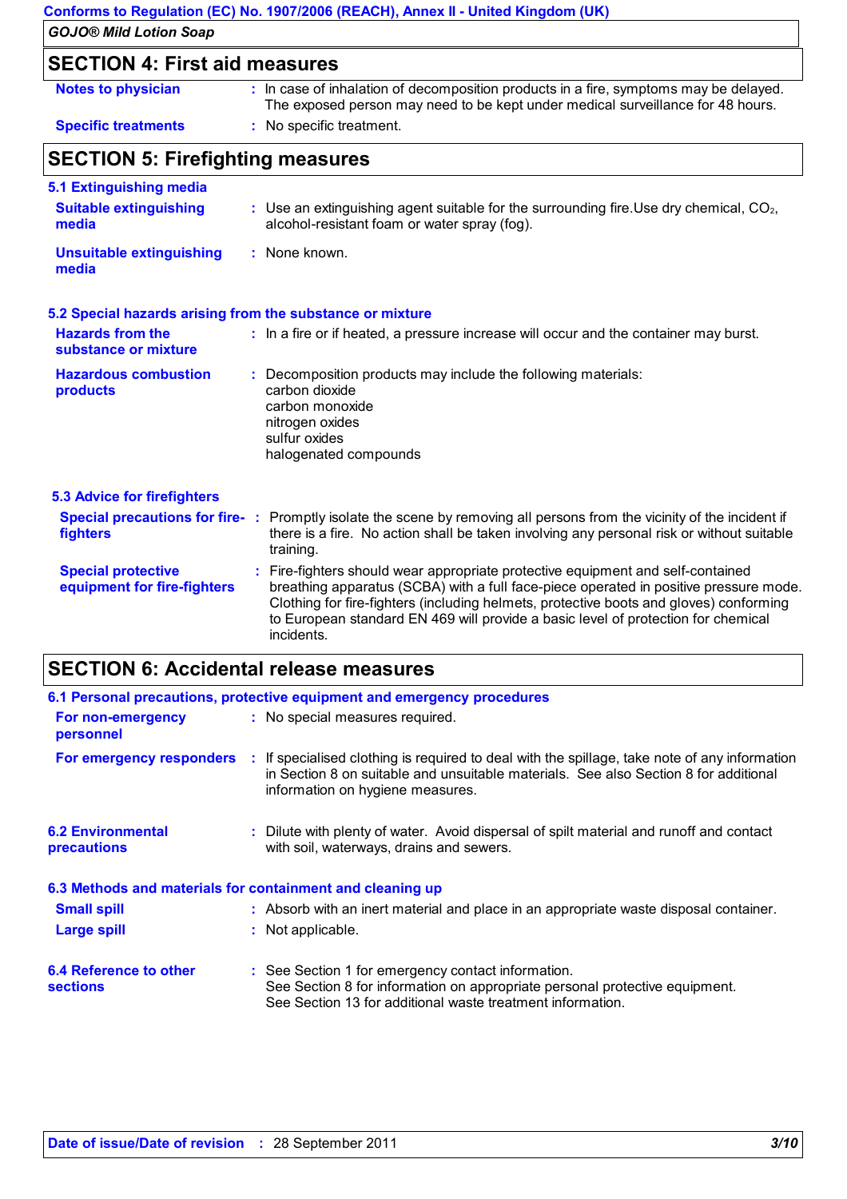## SECTION 4: First aid measures

| | | |
|---|---|---|
| **Notes to physician** | : | In case of inhalation of decomposition products in a fire, symptoms may be delayed. The exposed person may need to be kept under medical surveillance for 48 hours. |
| **Specific treatments** | : | No specific treatment. |

## SECTION 5: Firefighting measures

### 5.1 Extinguishing media

| | | |
|---|---|---|
| **Suitable extinguishing media** | : | Use an extinguishing agent suitable for the surrounding fire.Use dry chemical, $CO_2$, alcohol-resistant foam or water spray (fog). |
| **Unsuitable extinguishing media** | : | None known. |

### 5.2 Special hazards arising from the substance or mixture

| | | |
|---|---|---|
| **Hazards from the substance or mixture** | : | In a fire or if heated, a pressure increase will occur and the container may burst. |
| **Hazardous combustion products** | : | Decomposition products may include the following materials:<br>carbon dioxide<br>carbon monoxide<br>nitrogen oxides<br>sulfur oxides<br>halogenated compounds |

### 5.3 Advice for firefighters

| | | |
|---|---|---|
| **Special precautions for fire-fighters** | : | Promptly isolate the scene by removing all persons from the vicinity of the incident if there is a fire. No action shall be taken involving any personal risk or without suitable training. |
| **Special protective equipment for fire-fighters** | : | Fire-fighters should wear appropriate protective equipment and self-contained breathing apparatus (SCBA) with a full face-piece operated in positive pressure mode. Clothing for fire-fighters (including helmets, protective boots and gloves) conforming to European standard EN 469 will provide a basic level of protection for chemical incidents. |

## SECTION 6: Accidental release measures

### 6.1 Personal precautions, protective equipment and emergency procedures

| | | |
|---|---|---|
| **For non-emergency personnel** | : | No special measures required. |
| **For emergency responders** | : | If specialised clothing is required to deal with the spillage, take note of any information in Section 8 on suitable and unsuitable materials. See also Section 8 for additional information on hygiene measures. |

| | | |
|---|---|---|
| **6.2 Environmental precautions** | : | Dilute with plenty of water. Avoid dispersal of spilt material and runoff and contact with soil, waterways, drains and sewers. |

### 6.3 Methods and materials for containment and cleaning up

| | | |
|---|---|---|
| **Small spill** | : | Absorb with an inert material and place in an appropriate waste disposal container. |
| **Large spill** | : | Not applicable. |

| | | |
|---|---|---|
| **6.4 Reference to other sections** | : | See Section 1 for emergency contact information.<br>See Section 8 for information on appropriate personal protective equipment.<br>See Section 13 for additional waste treatment information. |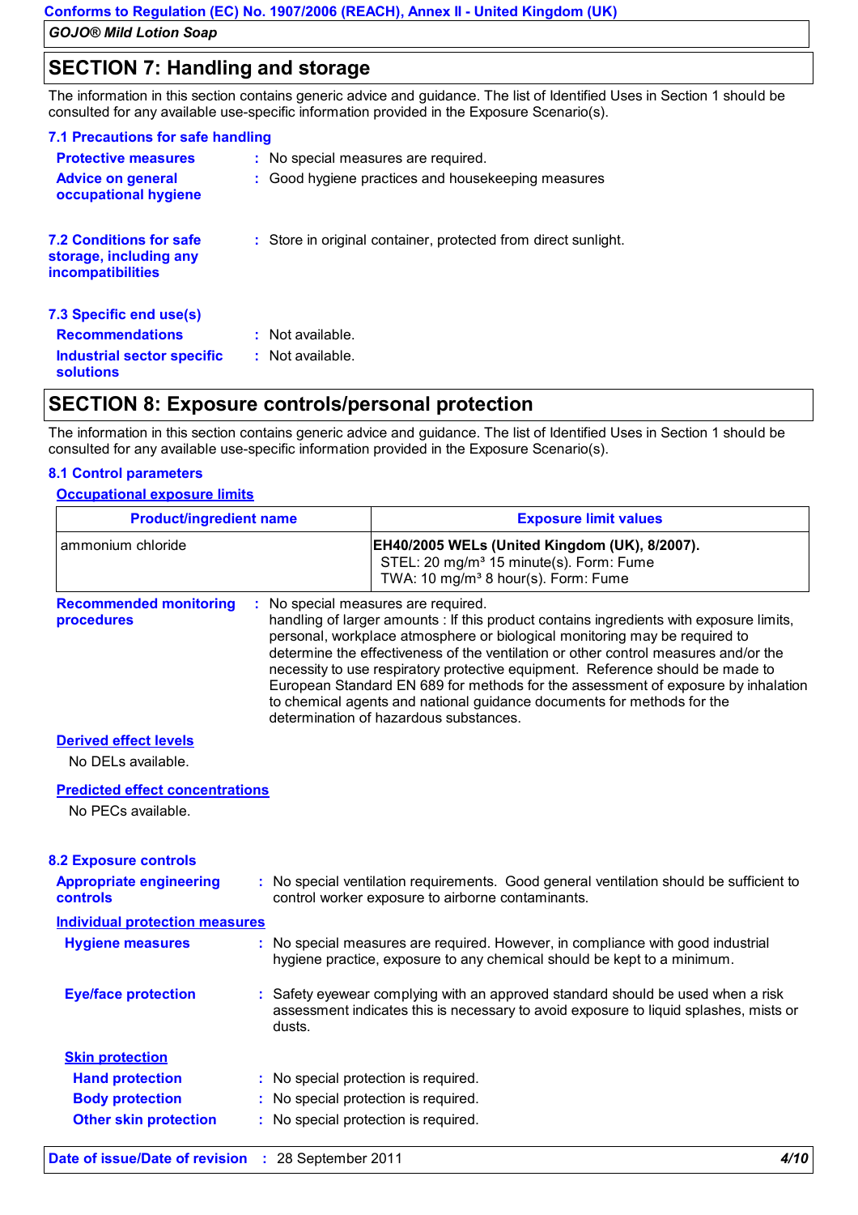## SECTION 7: Handling and storage

The information in this section contains generic advice and guidance. The list of Identified Uses in Section 1 should be consulted for any available use-specific information provided in the Exposure Scenario(s).

### 7.1 Precautions for safe handling

**Protective measures** : No special measures are required.

**Advice on general occupational hygiene** : Good hygiene practices and housekeeping measures

### 7.2 Conditions for safe storage, including any incompatibilities

: Store in original container, protected from direct sunlight.

### 7.3 Specific end use(s)

**Recommendations** : Not available.

**Industrial sector specific solutions** : Not available.

## SECTION 8: Exposure controls/personal protection

The information in this section contains generic advice and guidance. The list of Identified Uses in Section 1 should be consulted for any available use-specific information provided in the Exposure Scenario(s).

### 8.1 Control parameters

**Occupational exposure limits**

| Product/ingredient name | Exposure limit values |
| --- | --- |
| ammonium chloride | **EH40/2005 WELs (United Kingdom (UK), 8/2007).**<br>STEL: 20 mg/m³ 15 minute(s). Form: Fume<br>TWA: 10 mg/m³ 8 hour(s). Form: Fume |

**Recommended monitoring procedures** : No special measures are required.
handling of larger amounts : If this product contains ingredients with exposure limits, personal, workplace atmosphere or biological monitoring may be required to determine the effectiveness of the ventilation or other control measures and/or the necessity to use respiratory protective equipment. Reference should be made to European Standard EN 689 for methods for the assessment of exposure by inhalation to chemical agents and national guidance documents for methods for the determination of hazardous substances.

**Derived effect levels**

No DELs available.

**Predicted effect concentrations**

No PECs available.

### 8.2 Exposure controls

**Appropriate engineering controls** : No special ventilation requirements. Good general ventilation should be sufficient to control worker exposure to airborne contaminants.

**Individual protection measures**

**Hygiene measures** : No special measures are required. However, in compliance with good industrial hygiene practice, exposure to any chemical should be kept to a minimum.

**Eye/face protection** : Safety eyewear complying with an approved standard should be used when a risk assessment indicates this is necessary to avoid exposure to liquid splashes, mists or dusts.

**Skin protection**

**Hand protection** : No special protection is required.

**Body protection** : No special protection is required.

**Other skin protection** : No special protection is required.

**Date of issue/Date of revision** : 28 September 2011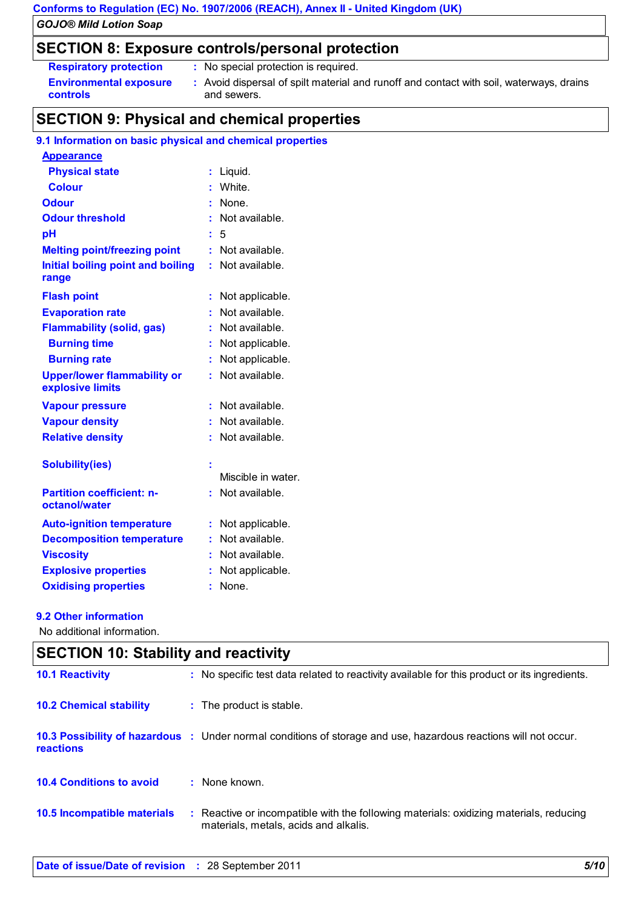## SECTION 8: Exposure controls/personal protection

| | |
|---|---|
| **Respiratory protection** | : No special protection is required. |
| **Environmental exposure controls** | : Avoid dispersal of spilt material and runoff and contact with soil, waterways, drains and sewers. |

## SECTION 9: Physical and chemical properties

### 9.1 Information on basic physical and chemical properties

| | |
|---|---|
| **Appearance** | |
| **Physical state** | : Liquid. |
| **Colour** | : White. |
| **Odour** | : None. |
| **Odour threshold** | : Not available. |
| **pH** | : 5 |
| **Melting point/freezing point** | : Not available. |
| **Initial boiling point and boiling range** | : Not available. |
| **Flash point** | : Not applicable. |
| **Evaporation rate** | : Not available. |
| **Flammability (solid, gas)** | : Not available. |
| **Burning time** | : Not applicable. |
| **Burning rate** | : Not applicable. |
| **Upper/lower flammability or explosive limits** | : Not available. |
| **Vapour pressure** | : Not available. |
| **Vapour density** | : Not available. |
| **Relative density** | : Not available. |
| **Solubility(ies)** | : Miscible in water. |
| **Partition coefficient: n-octanol/water** | : Not available. |
| **Auto-ignition temperature** | : Not applicable. |
| **Decomposition temperature** | : Not available. |
| **Viscosity** | : Not available. |
| **Explosive properties** | : Not applicable. |
| **Oxidising properties** | : None. |

### 9.2 Other information

No additional information.

## SECTION 10: Stability and reactivity

| | |
|---|---|
| **10.1 Reactivity** | : No specific test data related to reactivity available for this product or its ingredients. |
| **10.2 Chemical stability** | : The product is stable. |
| **10.3 Possibility of hazardous reactions** | : Under normal conditions of storage and use, hazardous reactions will not occur. |
| **10.4 Conditions to avoid** | : None known. |
| **10.5 Incompatible materials** | : Reactive or incompatible with the following materials: oxidizing materials, reducing materials, metals, acids and alkalis. |

**Date of issue/Date of revision** : 28 September 2011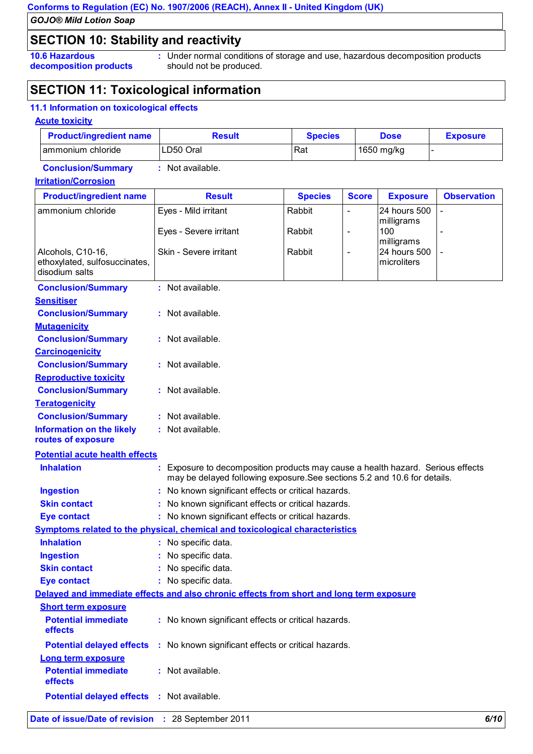**Conforms to Regulation (EC) No. 1907/2006 (REACH), Annex II - United Kingdom (UK)**

*GOJO® Mild Lotion Soap*

## SECTION 10: Stability and reactivity

**10.6 Hazardous decomposition products** : Under normal conditions of storage and use, hazardous decomposition products should not be produced.

## SECTION 11: Toxicological information

### 11.1 Information on toxicological effects

**Acute toxicity**

| Product/ingredient name | Result | Species | Dose | Exposure |
|---|---|---|---|---|
| ammonium chloride | LD50 Oral | Rat | 1650 mg/kg | - |

**Conclusion/Summary** : Not available.

**Irritation/Corrosion**

| Product/ingredient name | Result | Species | Score | Exposure | Observation |
|---|---|---|---|---|---|
| ammonium chloride | Eyes - Mild irritant | Rabbit | - | 24 hours 500 milligrams | - |
| | Eyes - Severe irritant | Rabbit | - | 100 milligrams | - |
| Alcohols, C10-16, ethoxylated, sulfosuccinates, disodium salts | Skin - Severe irritant | Rabbit | - | 24 hours 500 microliters | - |

**Conclusion/Summary** : Not available.

**Sensitiser**

**Conclusion/Summary** : Not available.

**Mutagenicity**

**Conclusion/Summary** : Not available.

**Carcinogenicity**

**Conclusion/Summary** : Not available.

**Reproductive toxicity**

**Conclusion/Summary** : Not available.

**Teratogenicity**

**Conclusion/Summary** : Not available.

**Information on the likely routes of exposure** : Not available.

**Potential acute health effects**

**Inhalation** : Exposure to decomposition products may cause a health hazard. Serious effects may be delayed following exposure.See sections 5.2 and 10.6 for details.

**Ingestion** : No known significant effects or critical hazards.

**Skin contact** : No known significant effects or critical hazards.

**Eye contact** : No known significant effects or critical hazards.

**Symptoms related to the physical, chemical and toxicological characteristics**

**Inhalation** : No specific data.

**Ingestion** : No specific data.

**Skin contact** : No specific data.

**Eye contact** : No specific data.

**Delayed and immediate effects and also chronic effects from short and long term exposure**

**Short term exposure**

**Potential immediate effects** : No known significant effects or critical hazards.

**Potential delayed effects** : No known significant effects or critical hazards.

**Long term exposure**

**Potential immediate effects** : Not available.

**Potential delayed effects** : Not available.

**Date of issue/Date of revision** : 28 September 2011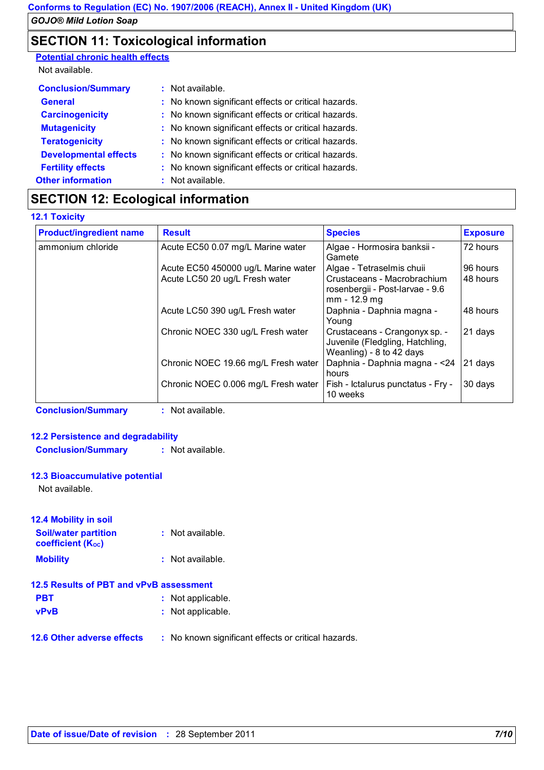## SECTION 11: Toxicological information

**Potential chronic health effects**

Not available.

**Conclusion/Summary** : Not available.

**General** : No known significant effects or critical hazards.

**Carcinogenicity** : No known significant effects or critical hazards.

**Mutagenicity** : No known significant effects or critical hazards.

**Teratogenicity** : No known significant effects or critical hazards.

**Developmental effects** : No known significant effects or critical hazards.

**Fertility effects** : No known significant effects or critical hazards.

**Other information** : Not available.

## SECTION 12: Ecological information

### 12.1 Toxicity

| Product/ingredient name | Result | Species | Exposure |
|---|---|---|---|
| ammonium chloride | Acute EC50 0.07 mg/L Marine water | Algae - Hormosira banksii - Gamete | 72 hours |
| | Acute EC50 450000 ug/L Marine water | Algae - Tetraselmis chuii | 96 hours |
| | Acute LC50 20 ug/L Fresh water | Crustaceans - Macrobrachium rosenbergii - Post-larvae - 9.6 mm - 12.9 mg | 48 hours |
| | Acute LC50 390 ug/L Fresh water | Daphnia - Daphnia magna - Young | 48 hours |
| | Chronic NOEC 330 ug/L Fresh water | Crustaceans - Crangonyx sp. - Juvenile (Fledgling, Hatchling, Weanling) - 8 to 42 days | 21 days |
| | Chronic NOEC 19.66 mg/L Fresh water | Daphnia - Daphnia magna - <24 hours | 21 days |
| | Chronic NOEC 0.006 mg/L Fresh water | Fish - Ictalurus punctatus - Fry - 10 weeks | 30 days |

**Conclusion/Summary** : Not available.

### 12.2 Persistence and degradability

**Conclusion/Summary** : Not available.

### 12.3 Bioaccumulative potential

Not available.

### 12.4 Mobility in soil

**Soil/water partition coefficient ($K_{OC}$)** : Not available.

**Mobility** : Not available.

### 12.5 Results of PBT and vPvB assessment

**PBT** : Not applicable.

**vPvB** : Not applicable.

### 12.6 Other adverse effects

: No known significant effects or critical hazards.

**Date of issue/Date of revision** : 28 September 2011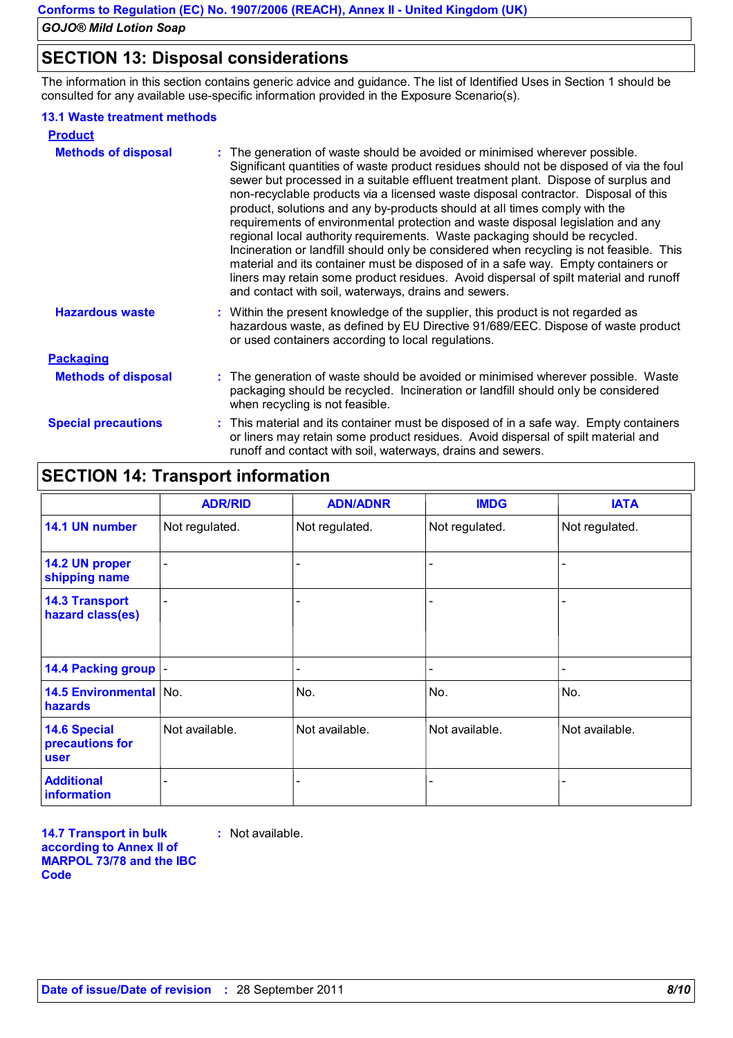## SECTION 13: Disposal considerations

The information in this section contains generic advice and guidance. The list of Identified Uses in Section 1 should be consulted for any available use-specific information provided in the Exposure Scenario(s).

### 13.1 Waste treatment methods

**Product**

**Methods of disposal** : The generation of waste should be avoided or minimised wherever possible. Significant quantities of waste product residues should not be disposed of via the foul sewer but processed in a suitable effluent treatment plant. Dispose of surplus and non-recyclable products via a licensed waste disposal contractor. Disposal of this product, solutions and any by-products should at all times comply with the requirements of environmental protection and waste disposal legislation and any regional local authority requirements. Waste packaging should be recycled. Incineration or landfill should only be considered when recycling is not feasible. This material and its container must be disposed of in a safe way. Empty containers or liners may retain some product residues. Avoid dispersal of spilt material and runoff and contact with soil, waterways, drains and sewers.

**Hazardous waste** : Within the present knowledge of the supplier, this product is not regarded as hazardous waste, as defined by EU Directive 91/689/EEC. Dispose of waste product or used containers according to local regulations.

**Packaging**

**Methods of disposal** : The generation of waste should be avoided or minimised wherever possible. Waste packaging should be recycled. Incineration or landfill should only be considered when recycling is not feasible.

**Special precautions** : This material and its container must be disposed of in a safe way. Empty containers or liners may retain some product residues. Avoid dispersal of spilt material and runoff and contact with soil, waterways, drains and sewers.

## SECTION 14: Transport information

| | ADR/RID | ADN/ADNR | IMDG | IATA |
|---|---|---|---|---|
| **14.1 UN number** | Not regulated. | Not regulated. | Not regulated. | Not regulated. |
| **14.2 UN proper shipping name** | - | - | - | - |
| **14.3 Transport hazard class(es)** | - | - | - | - |
| **14.4 Packing group** | - | - | - | - |
| **14.5 Environmental hazards** | No. | No. | No. | No. |
| **14.6 Special precautions for user** | Not available. | Not available. | Not available. | Not available. |
| **Additional information** | - | - | - | - |

**14.7 Transport in bulk according to Annex II of MARPOL 73/78 and the IBC Code** : Not available.

**Date of issue/Date of revision** : 28 September 2011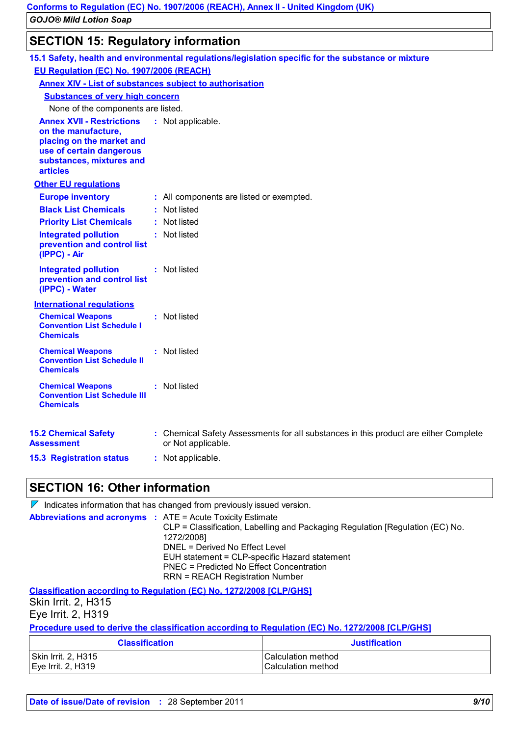## SECTION 15: Regulatory information

### 15.1 Safety, health and environmental regulations/legislation specific for the substance or mixture

**EU Regulation (EC) No. 1907/2006 (REACH)**

**Annex XIV - List of substances subject to authorisation**

**Substances of very high concern**

None of the components are listed.

**Annex XVII - Restrictions on the manufacture, placing on the market and use of certain dangerous substances, mixtures and articles** : Not applicable.

**Other EU regulations**

**Europe inventory** : All components are listed or exempted.

**Black List Chemicals** : Not listed

**Priority List Chemicals** : Not listed

**Integrated pollution prevention and control list (IPPC) - Air** : Not listed

**Integrated pollution prevention and control list (IPPC) - Water** : Not listed

**International regulations**

**Chemical Weapons Convention List Schedule I Chemicals** : Not listed

**Chemical Weapons Convention List Schedule II Chemicals** : Not listed

**Chemical Weapons Convention List Schedule III Chemicals** : Not listed

**15.2 Chemical Safety Assessment** : Chemical Safety Assessments for all substances in this product are either Complete or Not applicable.

**15.3 Registration status** : Not applicable.

## SECTION 16: Other information

Indicates information that has changed from previously issued version.

**Abbreviations and acronyms** : ATE = Acute Toxicity Estimate
CLP = Classification, Labelling and Packaging Regulation [Regulation (EC) No. 1272/2008]
DNEL = Derived No Effect Level
EUH statement = CLP-specific Hazard statement
PNEC = Predicted No Effect Concentration
RRN = REACH Registration Number

**Classification according to Regulation (EC) No. 1272/2008 [CLP/GHS]**

Skin Irrit. 2, H315
Eye Irrit. 2, H319

**Procedure used to derive the classification according to Regulation (EC) No. 1272/2008 [CLP/GHS]**

| Classification | Justification |
|---|---|
| Skin Irrit. 2, H315<br>Eye Irrit. 2, H319 | Calculation method<br>Calculation method |

**Date of issue/Date of revision** : 28 September 2011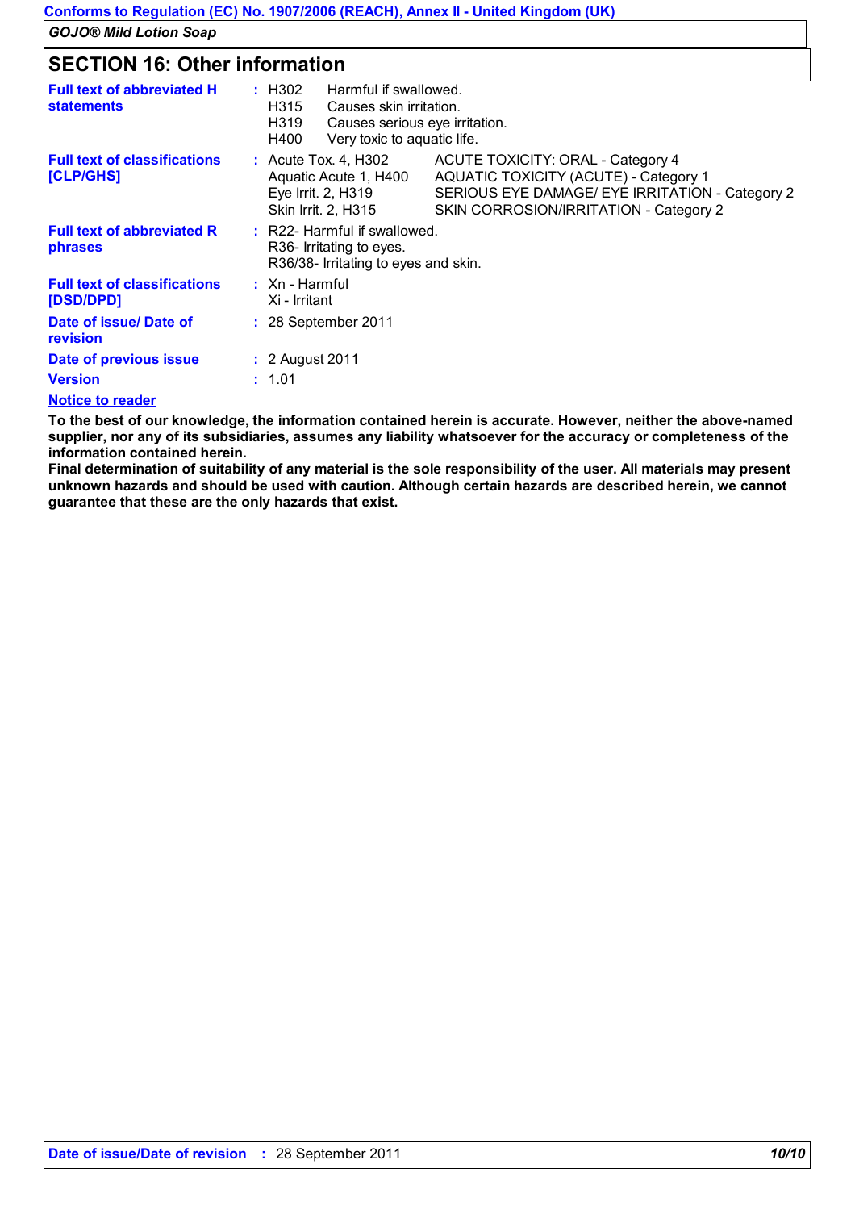## SECTION 16: Other information

**Full text of abbreviated H statements** :
H302 Harmful if swallowed.
H315 Causes skin irritation.
H319 Causes serious eye irritation.
H400 Very toxic to aquatic life.

**Full text of classifications [CLP/GHS]** :

| | |
|---|---|
| Acute Tox. 4, H302 | ACUTE TOXICITY: ORAL - Category 4 |
| Aquatic Acute 1, H400 | AQUATIC TOXICITY (ACUTE) - Category 1 |
| Eye Irrit. 2, H319 | SERIOUS EYE DAMAGE/ EYE IRRITATION - Category 2 |
| Skin Irrit. 2, H315 | SKIN CORROSION/IRRITATION - Category 2 |

**Full text of abbreviated R phrases** :
R22- Harmful if swallowed.
R36- Irritating to eyes.
R36/38- Irritating to eyes and skin.

**Full text of classifications [DSD/DPD]** :
Xn - Harmful
Xi - Irritant

**Date of issue/ Date of revision** : 28 September 2011

**Date of previous issue** : 2 August 2011

**Version** : 1.01

**Notice to reader**

**To the best of our knowledge, the information contained herein is accurate. However, neither the above-named supplier, nor any of its subsidiaries, assumes any liability whatsoever for the accuracy or completeness of the information contained herein.**
**Final determination of suitability of any material is the sole responsibility of the user. All materials may present unknown hazards and should be used with caution. Although certain hazards are described herein, we cannot guarantee that these are the only hazards that exist.**